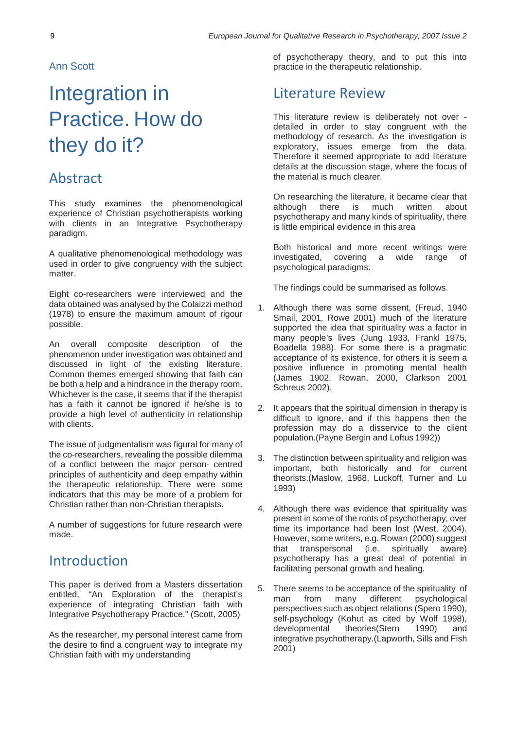Ann Scott

# Integration in Practice. How do they do it?

## Abstract

This study examines the phenomenological experience of Christian psychotherapists working with clients in an Integrative Psychotherapy paradigm.

A qualitative phenomenological methodology was used in order to give congruency with the subject matter.

Eight co-researchers were interviewed and the data obtained was analysed by the Colaizzi method (1978) to ensure the maximum amount of rigour possible.

An overall composite description of the phenomenon under investigation was obtained and discussed in light of the existing literature. Common themes emerged showing that faith can be both a help and a hindrance in the therapy room. Whichever is the case, it seems that if the therapist has a faith it cannot be ignored if he/she is to provide a high level of authenticity in relationship with clients.

The issue of judgmentalism was figural for many of the co-researchers, revealing the possible dilemma of a conflict between the major person- centred principles of authenticity and deep empathy within the therapeutic relationship. There were some indicators that this may be more of a problem for Christian rather than non-Christian therapists.

A number of suggestions for future research were made.

## Introduction

This paper is derived from a Masters dissertation entitled, "An Exploration of the therapist's experience of integrating Christian faith with Integrative Psychotherapy Practice." (Scott, 2005)

As the researcher, my personal interest came from the desire to find a congruent way to integrate my Christian faith with my understanding of psychotherapy theory, and to put this into practice in the therapeutic relationship.

## Literature Review

This literature review is deliberately not over - detailed in order to stay congruent with the methodology of research. As the investigation is exploratory, issues emerge from the data. Therefore it seemed appropriate to add literature details at the discussion stage, where the focus of the material is much clearer.

On researching the literature, it became clear that although there is much written about psychotherapy and many kinds of spirituality, there is little empirical evidence in this area

Both historical and more recent writings were investigated, covering a wide range of psychological paradigms.

The findings could be summarised as follows.

1. Although there was some dissent, (Freud, 1940 Smail, 2001, Rowe 2001) much of the literature supported the idea that spirituality was a factor in many people's lives (Jung 1933, Frankl 1975, Boadella 1988). For some there is a pragmatic acceptance of its existence, for others it is seem a positive influence in promoting mental health (James 1902, Rowan, 2000, Clarkson 2001 Schreus 2002).

2. It appears that the spiritual dimension in therapy is difficult to ignore, and if this happens then the profession may do a disservice to the client population.(Payne Bergin and Loftus 1992))

3. The distinction between spirituality and religion was important, both historically and for current theorists.(Maslow, 1968, Luckoff, Turner and Lu 1993)

4. Although there was evidence that spirituality was present in some of the roots of psychotherapy, over time its importance had been lost (West, 2004). However, some writers, e.g. Rowan (2000) suggest that transpersonal (i.e. spiritually aware) psychotherapy has a great deal of potential in facilitating personal growth and healing.

5. There seems to be acceptance of the spirituality of man from many different psychological perspectives such as object relations (Spero 1990), self-psychology (Kohut as cited by Wolf 1998), developmental theories(Stern 1990) and integrative psychotherapy.(Lapworth, Sills and Fish 2001)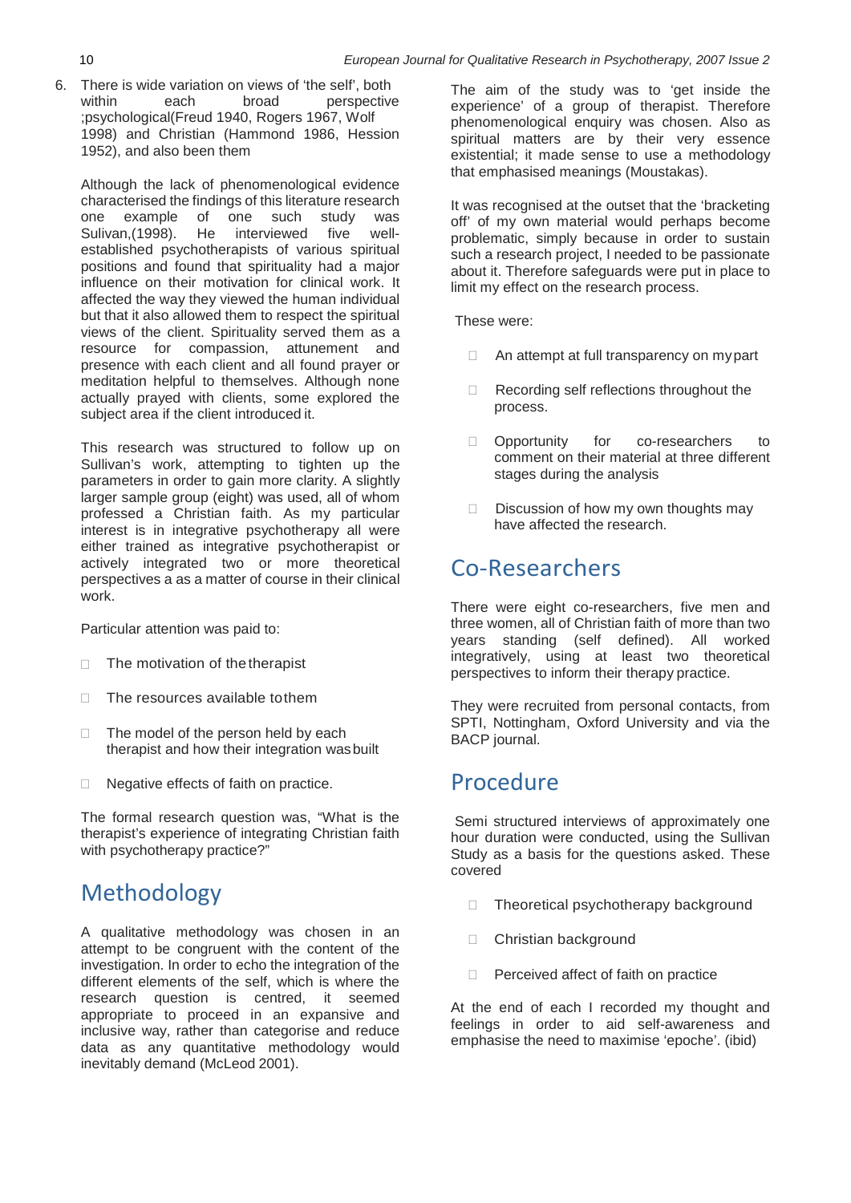6. There is wide variation on views of 'the self', both within each broad perspective ;psychological(Freud 1940, Rogers 1967, Wolf 1998) and Christian (Hammond 1986, Hession 1952), and also been them

Although the lack of phenomenological evidence characterised the findings of this literature research one example of one such study was Sulivan,(1998). He interviewed five well-established psychotherapists of various spiritual positions and found that spirituality had a major influence on their motivation for clinical work. It affected the way they viewed the human individual but that it also allowed them to respect the spiritual views of the client. Spirituality served them as a resource for compassion, attunement and presence with each client and all found prayer or meditation helpful to themselves. Although none actually prayed with clients, some explored the subject area if the client introduced it.

This research was structured to follow up on Sullivan's work, attempting to tighten up the parameters in order to gain more clarity. A slightly larger sample group (eight) was used, all of whom professed a Christian faith. As my particular interest is in integrative psychotherapy all were either trained as integrative psychotherapist or actively integrated two or more theoretical perspectives a as a matter of course in their clinical work.

Particular attention was paid to:

- The motivation of the therapist
- The resources available to them
- The model of the person held by each therapist and how their integration was built
- Negative effects of faith on practice.

The formal research question was, "What is the therapist's experience of integrating Christian faith with psychotherapy practice?"

## Methodology

A qualitative methodology was chosen in an attempt to be congruent with the content of the investigation. In order to echo the integration of the different elements of the self, which is where the research question is centred, it seemed appropriate to proceed in an expansive and inclusive way, rather than categorise and reduce data as any quantitative methodology would inevitably demand (McLeod 2001).

The aim of the study was to 'get inside the experience' of a group of therapist. Therefore phenomenological enquiry was chosen. Also as spiritual matters are by their very essence existential; it made sense to use a methodology that emphasised meanings (Moustakas).

It was recognised at the outset that the 'bracketing off' of my own material would perhaps become problematic, simply because in order to sustain such a research project, I needed to be passionate about it. Therefore safeguards were put in place to limit my effect on the research process.

These were:

- An attempt at full transparency on my part
- Recording self reflections throughout the process.
- Opportunity for co-researchers to comment on their material at three different stages during the analysis
- Discussion of how my own thoughts may have affected the research.

## Co-Researchers

There were eight co-researchers, five men and three women, all of Christian faith of more than two years standing (self defined). All worked integratively, using at least two theoretical perspectives to inform their therapy practice.

They were recruited from personal contacts, from SPTI, Nottingham, Oxford University and via the BACP journal.

## Procedure

Semi structured interviews of approximately one hour duration were conducted, using the Sullivan Study as a basis for the questions asked. These covered

- Theoretical psychotherapy background
- Christian background
- Perceived affect of faith on practice

At the end of each I recorded my thought and feelings in order to aid self-awareness and emphasise the need to maximise 'epoche'. (ibid)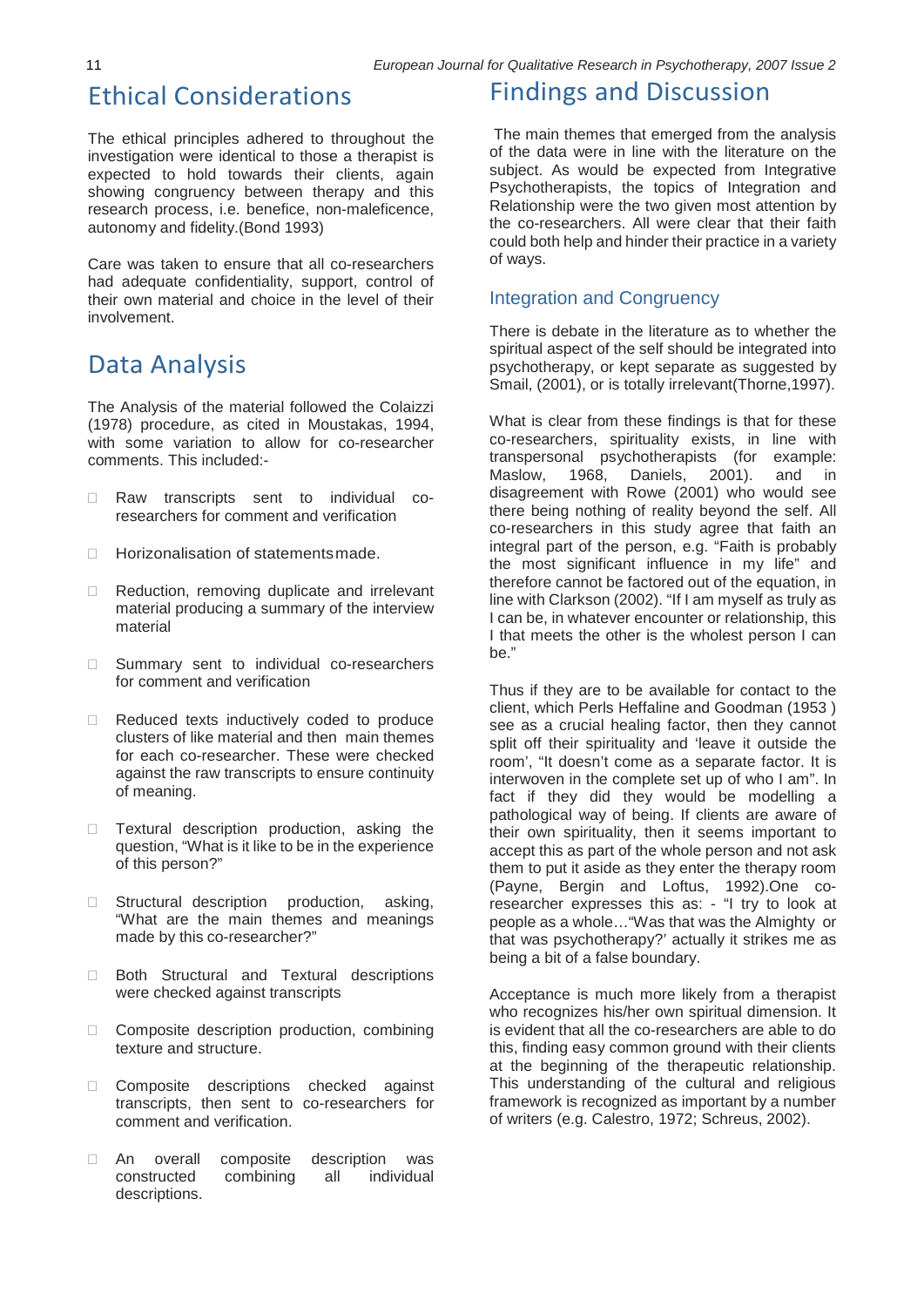## Ethical Considerations

The ethical principles adhered to throughout the investigation were identical to those a therapist is expected to hold towards their clients, again showing congruency between therapy and this research process, i.e. benefice, non-maleficence, autonomy and fidelity.(Bond 1993)

Care was taken to ensure that all co-researchers had adequate confidentiality, support, control of their own material and choice in the level of their involvement.

## Data Analysis

The Analysis of the material followed the Colaizzi (1978) procedure, as cited in Moustakas, 1994, with some variation to allow for co-researcher comments. This included:-

- Raw transcripts sent to individual co-researchers for comment and verification
- Horizonalisation of statements made.
- Reduction, removing duplicate and irrelevant material producing a summary of the interview material
- Summary sent to individual co-researchers for comment and verification
- Reduced texts inductively coded to produce clusters of like material and then main themes for each co-researcher. These were checked against the raw transcripts to ensure continuity of meaning.
- Textural description production, asking the question, "What is it like to be in the experience of this person?"
- Structural description production, asking, "What are the main themes and meanings made by this co-researcher?"
- Both Structural and Textural descriptions were checked against transcripts
- Composite description production, combining texture and structure.
- Composite descriptions checked against transcripts, then sent to co-researchers for comment and verification.
- An overall composite description was constructed combining all individual descriptions.

## Findings and Discussion

The main themes that emerged from the analysis of the data were in line with the literature on the subject. As would be expected from Integrative Psychotherapists, the topics of Integration and Relationship were the two given most attention by the co-researchers. All were clear that their faith could both help and hinder their practice in a variety of ways.

### Integration and Congruency

There is debate in the literature as to whether the spiritual aspect of the self should be integrated into psychotherapy, or kept separate as suggested by Smail, (2001), or is totally irrelevant(Thorne,1997).

What is clear from these findings is that for these co-researchers, spirituality exists, in line with transpersonal psychotherapists (for example: Maslow, 1968, Daniels, 2001). and in disagreement with Rowe (2001) who would see there being nothing of reality beyond the self. All co-researchers in this study agree that faith an integral part of the person, e.g. "Faith is probably the most significant influence in my life" and therefore cannot be factored out of the equation, in line with Clarkson (2002). "If I am myself as truly as I can be, in whatever encounter or relationship, this I that meets the other is the wholest person I can be."

Thus if they are to be available for contact to the client, which Perls Heffaline and Goodman (1953 ) see as a crucial healing factor, then they cannot split off their spirituality and 'leave it outside the room', "It doesn't come as a separate factor. It is interwoven in the complete set up of who I am". In fact if they did they would be modelling a pathological way of being. If clients are aware of their own spirituality, then it seems important to accept this as part of the whole person and not ask them to put it aside as they enter the therapy room (Payne, Bergin and Loftus, 1992).One co-researcher expresses this as: - "I try to look at people as a whole…"Was that was the Almighty or that was psychotherapy?' actually it strikes me as being a bit of a false boundary.

Acceptance is much more likely from a therapist who recognizes his/her own spiritual dimension. It is evident that all the co-researchers are able to do this, finding easy common ground with their clients at the beginning of the therapeutic relationship. This understanding of the cultural and religious framework is recognized as important by a number of writers (e.g. Calestro, 1972; Schreus, 2002).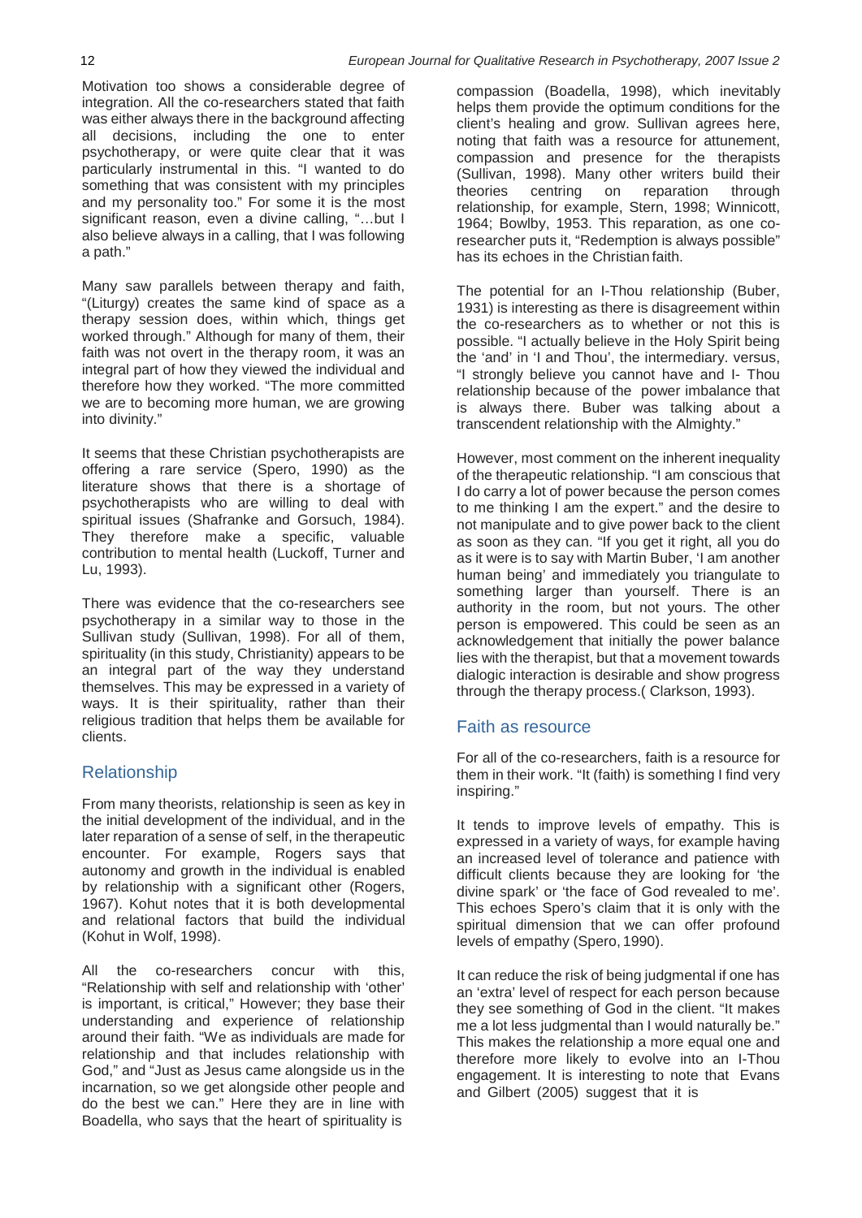Motivation too shows a considerable degree of integration. All the co-researchers stated that faith was either always there in the background affecting all decisions, including the one to enter psychotherapy, or were quite clear that it was particularly instrumental in this. "I wanted to do something that was consistent with my principles and my personality too." For some it is the most significant reason, even a divine calling, "…but I also believe always in a calling, that I was following a path."

Many saw parallels between therapy and faith, "(Liturgy) creates the same kind of space as a therapy session does, within which, things get worked through." Although for many of them, their faith was not overt in the therapy room, it was an integral part of how they viewed the individual and therefore how they worked. "The more committed we are to becoming more human, we are growing into divinity."

It seems that these Christian psychotherapists are offering a rare service (Spero, 1990) as the literature shows that there is a shortage of psychotherapists who are willing to deal with spiritual issues (Shafranke and Gorsuch, 1984). They therefore make a specific, valuable contribution to mental health (Luckoff, Turner and Lu, 1993).

There was evidence that the co-researchers see psychotherapy in a similar way to those in the Sullivan study (Sullivan, 1998). For all of them, spirituality (in this study, Christianity) appears to be an integral part of the way they understand themselves. This may be expressed in a variety of ways. It is their spirituality, rather than their religious tradition that helps them be available for clients.

## Relationship

From many theorists, relationship is seen as key in the initial development of the individual, and in the later reparation of a sense of self, in the therapeutic encounter. For example, Rogers says that autonomy and growth in the individual is enabled by relationship with a significant other (Rogers, 1967). Kohut notes that it is both developmental and relational factors that build the individual (Kohut in Wolf, 1998).

All the co-researchers concur with this, "Relationship with self and relationship with 'other' is important, is critical," However; they base their understanding and experience of relationship around their faith. "We as individuals are made for relationship and that includes relationship with God," and "Just as Jesus came alongside us in the incarnation, so we get alongside other people and do the best we can." Here they are in line with Boadella, who says that the heart of spirituality is compassion (Boadella, 1998), which inevitably helps them provide the optimum conditions for the client's healing and grow. Sullivan agrees here, noting that faith was a resource for attunement, compassion and presence for the therapists (Sullivan, 1998). Many other writers build their theories centring on reparation through relationship, for example, Stern, 1998; Winnicott, 1964; Bowlby, 1953. This reparation, as one co-researcher puts it, "Redemption is always possible" has its echoes in the Christian faith.

The potential for an I-Thou relationship (Buber, 1931) is interesting as there is disagreement within the co-researchers as to whether or not this is possible. "I actually believe in the Holy Spirit being the 'and' in 'I and Thou', the intermediary. versus, "I strongly believe you cannot have and I- Thou relationship because of the power imbalance that is always there. Buber was talking about a transcendent relationship with the Almighty."

However, most comment on the inherent inequality of the therapeutic relationship. "I am conscious that I do carry a lot of power because the person comes to me thinking I am the expert." and the desire to not manipulate and to give power back to the client as soon as they can. "If you get it right, all you do as it were is to say with Martin Buber, 'I am another human being' and immediately you triangulate to something larger than yourself. There is an authority in the room, but not yours. The other person is empowered. This could be seen as an acknowledgement that initially the power balance lies with the therapist, but that a movement towards dialogic interaction is desirable and show progress through the therapy process.( Clarkson, 1993).

## Faith as resource

For all of the co-researchers, faith is a resource for them in their work. "It (faith) is something I find very inspiring."

It tends to improve levels of empathy. This is expressed in a variety of ways, for example having an increased level of tolerance and patience with difficult clients because they are looking for 'the divine spark' or 'the face of God revealed to me'. This echoes Spero's claim that it is only with the spiritual dimension that we can offer profound levels of empathy (Spero, 1990).

It can reduce the risk of being judgmental if one has an 'extra' level of respect for each person because they see something of God in the client. "It makes me a lot less judgmental than I would naturally be." This makes the relationship a more equal one and therefore more likely to evolve into an I-Thou engagement. It is interesting to note that Evans and Gilbert (2005) suggest that it is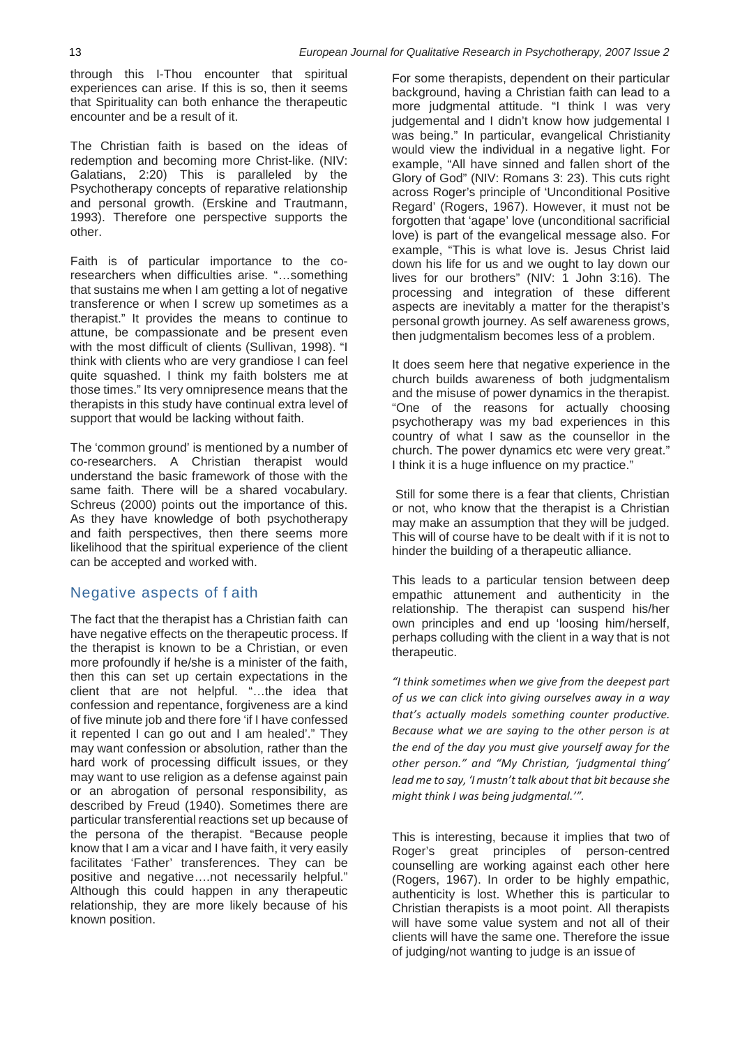through this I-Thou encounter that spiritual experiences can arise. If this is so, then it seems that Spirituality can both enhance the therapeutic encounter and be a result of it.

The Christian faith is based on the ideas of redemption and becoming more Christ-like. (NIV: Galatians, 2:20) This is paralleled by the Psychotherapy concepts of reparative relationship and personal growth. (Erskine and Trautmann, 1993). Therefore one perspective supports the other.

Faith is of particular importance to the co-researchers when difficulties arise. "…something that sustains me when I am getting a lot of negative transference or when I screw up sometimes as a therapist." It provides the means to continue to attune, be compassionate and be present even with the most difficult of clients (Sullivan, 1998). "I think with clients who are very grandiose I can feel quite squashed. I think my faith bolsters me at those times." Its very omnipresence means that the therapists in this study have continual extra level of support that would be lacking without faith.

The 'common ground' is mentioned by a number of co-researchers. A Christian therapist would understand the basic framework of those with the same faith. There will be a shared vocabulary. Schreus (2000) points out the importance of this. As they have knowledge of both psychotherapy and faith perspectives, then there seems more likelihood that the spiritual experience of the client can be accepted and worked with.

## Negative aspects of f aith

The fact that the therapist has a Christian faith can have negative effects on the therapeutic process. If the therapist is known to be a Christian, or even more profoundly if he/she is a minister of the faith, then this can set up certain expectations in the client that are not helpful. "…the idea that confession and repentance, forgiveness are a kind of five minute job and there fore 'if I have confessed it repented I can go out and I am healed'." They may want confession or absolution, rather than the hard work of processing difficult issues, or they may want to use religion as a defense against pain or an abrogation of personal responsibility, as described by Freud (1940). Sometimes there are particular transferential reactions set up because of the persona of the therapist. "Because people know that I am a vicar and I have faith, it very easily facilitates 'Father' transferences. They can be positive and negative….not necessarily helpful." Although this could happen in any therapeutic relationship, they are more likely because of his known position.

For some therapists, dependent on their particular background, having a Christian faith can lead to a more judgmental attitude. "I think I was very judgemental and I didn't know how judgemental I was being." In particular, evangelical Christianity would view the individual in a negative light. For example, "All have sinned and fallen short of the Glory of God" (NIV: Romans 3: 23). This cuts right across Roger's principle of 'Unconditional Positive Regard' (Rogers, 1967). However, it must not be forgotten that 'agape' love (unconditional sacrificial love) is part of the evangelical message also. For example, "This is what love is. Jesus Christ laid down his life for us and we ought to lay down our lives for our brothers" (NIV: 1 John 3:16). The processing and integration of these different aspects are inevitably a matter for the therapist's personal growth journey. As self awareness grows, then judgmentalism becomes less of a problem.

It does seem here that negative experience in the church builds awareness of both judgmentalism and the misuse of power dynamics in the therapist. "One of the reasons for actually choosing psychotherapy was my bad experiences in this country of what I saw as the counsellor in the church. The power dynamics etc were very great." I think it is a huge influence on my practice."

Still for some there is a fear that clients, Christian or not, who know that the therapist is a Christian may make an assumption that they will be judged. This will of course have to be dealt with if it is not to hinder the building of a therapeutic alliance.

This leads to a particular tension between deep empathic attunement and authenticity in the relationship. The therapist can suspend his/her own principles and end up 'loosing him/herself, perhaps colluding with the client in a way that is not therapeutic.

*"I think sometimes when we give from the deepest part of us we can click into giving ourselves away in a way that's actually models something counter productive. Because what we are saying to the other person is at the end of the day you must give yourself away for the other person." and "My Christian, 'judgmental thing' lead me to say, 'I mustn't talk about that bit because she might think I was being judgmental.'".*

This is interesting, because it implies that two of Roger's great principles of person-centred counselling are working against each other here (Rogers, 1967). In order to be highly empathic, authenticity is lost. Whether this is particular to Christian therapists is a moot point. All therapists will have some value system and not all of their clients will have the same one. Therefore the issue of judging/not wanting to judge is an issue of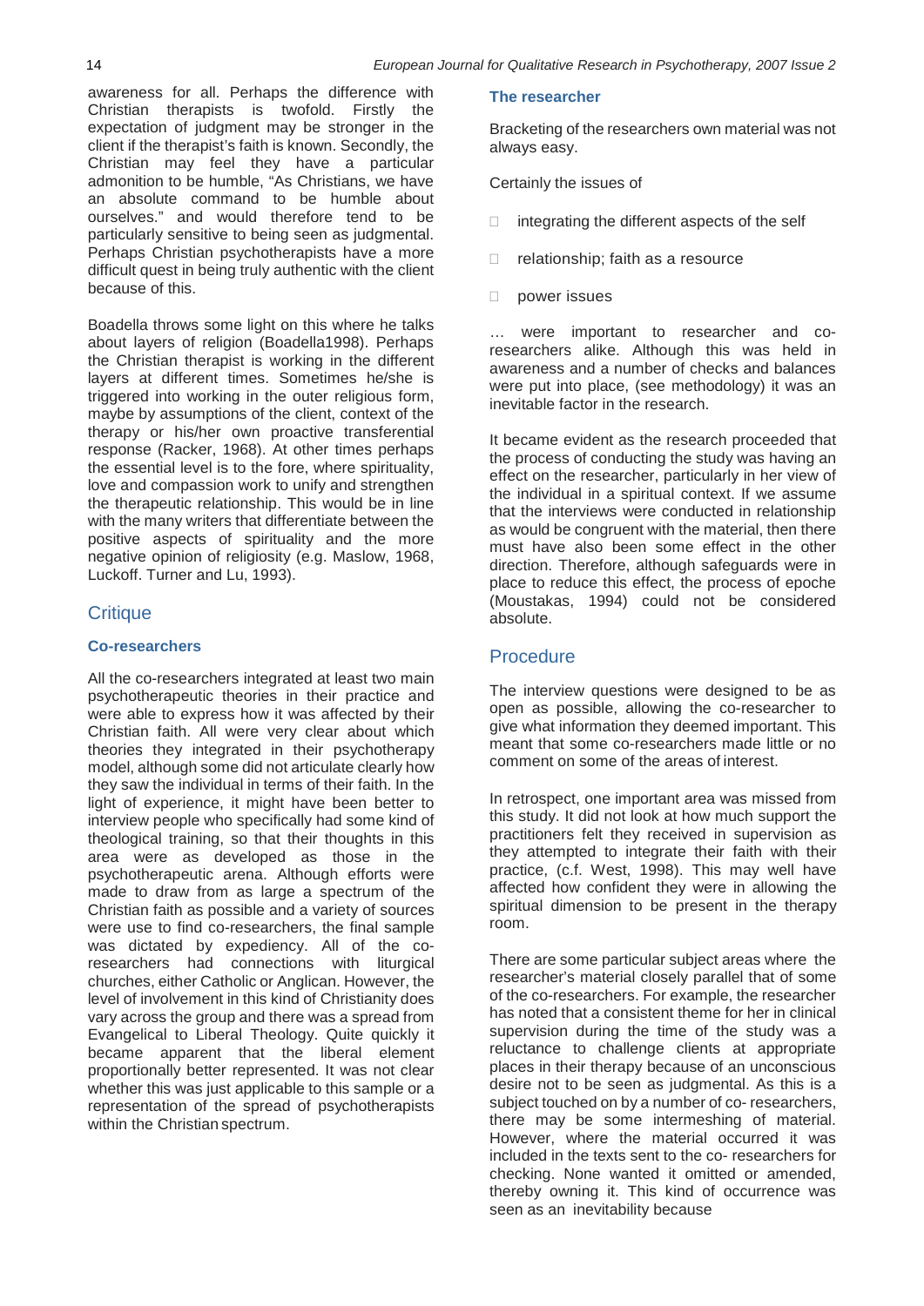awareness for all. Perhaps the difference with Christian therapists is twofold. Firstly the expectation of judgment may be stronger in the client if the therapist's faith is known. Secondly, the Christian may feel they have a particular admonition to be humble, "As Christians, we have an absolute command to be humble about ourselves." and would therefore tend to be particularly sensitive to being seen as judgmental. Perhaps Christian psychotherapists have a more difficult quest in being truly authentic with the client because of this.

Boadella throws some light on this where he talks about layers of religion (Boadella1998). Perhaps the Christian therapist is working in the different layers at different times. Sometimes he/she is triggered into working in the outer religious form, maybe by assumptions of the client, context of the therapy or his/her own proactive transferential response (Racker, 1968). At other times perhaps the essential level is to the fore, where spirituality, love and compassion work to unify and strengthen the therapeutic relationship. This would be in line with the many writers that differentiate between the positive aspects of spirituality and the more negative opinion of religiosity (e.g. Maslow, 1968, Luckoff. Turner and Lu, 1993).

## Critique

### Co-researchers

All the co-researchers integrated at least two main psychotherapeutic theories in their practice and were able to express how it was affected by their Christian faith. All were very clear about which theories they integrated in their psychotherapy model, although some did not articulate clearly how they saw the individual in terms of their faith. In the light of experience, it might have been better to interview people who specifically had some kind of theological training, so that their thoughts in this area were as developed as those in the psychotherapeutic arena. Although efforts were made to draw from as large a spectrum of the Christian faith as possible and a variety of sources were use to find co-researchers, the final sample was dictated by expediency. All of the co-researchers had connections with liturgical churches, either Catholic or Anglican. However, the level of involvement in this kind of Christianity does vary across the group and there was a spread from Evangelical to Liberal Theology. Quite quickly it became apparent that the liberal element proportionally better represented. It was not clear whether this was just applicable to this sample or a representation of the spread of psychotherapists within the Christian spectrum.

### The researcher

Bracketing of the researchers own material was not always easy.

Certainly the issues of

- integrating the different aspects of the self
- relationship; faith as a resource
- power issues

… were important to researcher and co-researchers alike. Although this was held in awareness and a number of checks and balances were put into place, (see methodology) it was an inevitable factor in the research.

It became evident as the research proceeded that the process of conducting the study was having an effect on the researcher, particularly in her view of the individual in a spiritual context. If we assume that the interviews were conducted in relationship as would be congruent with the material, then there must have also been some effect in the other direction. Therefore, although safeguards were in place to reduce this effect, the process of epoche (Moustakas, 1994) could not be considered absolute.

## Procedure

The interview questions were designed to be as open as possible, allowing the co-researcher to give what information they deemed important. This meant that some co-researchers made little or no comment on some of the areas of interest.

In retrospect, one important area was missed from this study. It did not look at how much support the practitioners felt they received in supervision as they attempted to integrate their faith with their practice, (c.f. West, 1998). This may well have affected how confident they were in allowing the spiritual dimension to be present in the therapy room.

There are some particular subject areas where the researcher's material closely parallel that of some of the co-researchers. For example, the researcher has noted that a consistent theme for her in clinical supervision during the time of the study was a reluctance to challenge clients at appropriate places in their therapy because of an unconscious desire not to be seen as judgmental. As this is a subject touched on by a number of co- researchers, there may be some intermeshing of material. However, where the material occurred it was included in the texts sent to the co- researchers for checking. None wanted it omitted or amended, thereby owning it. This kind of occurrence was seen as an inevitability because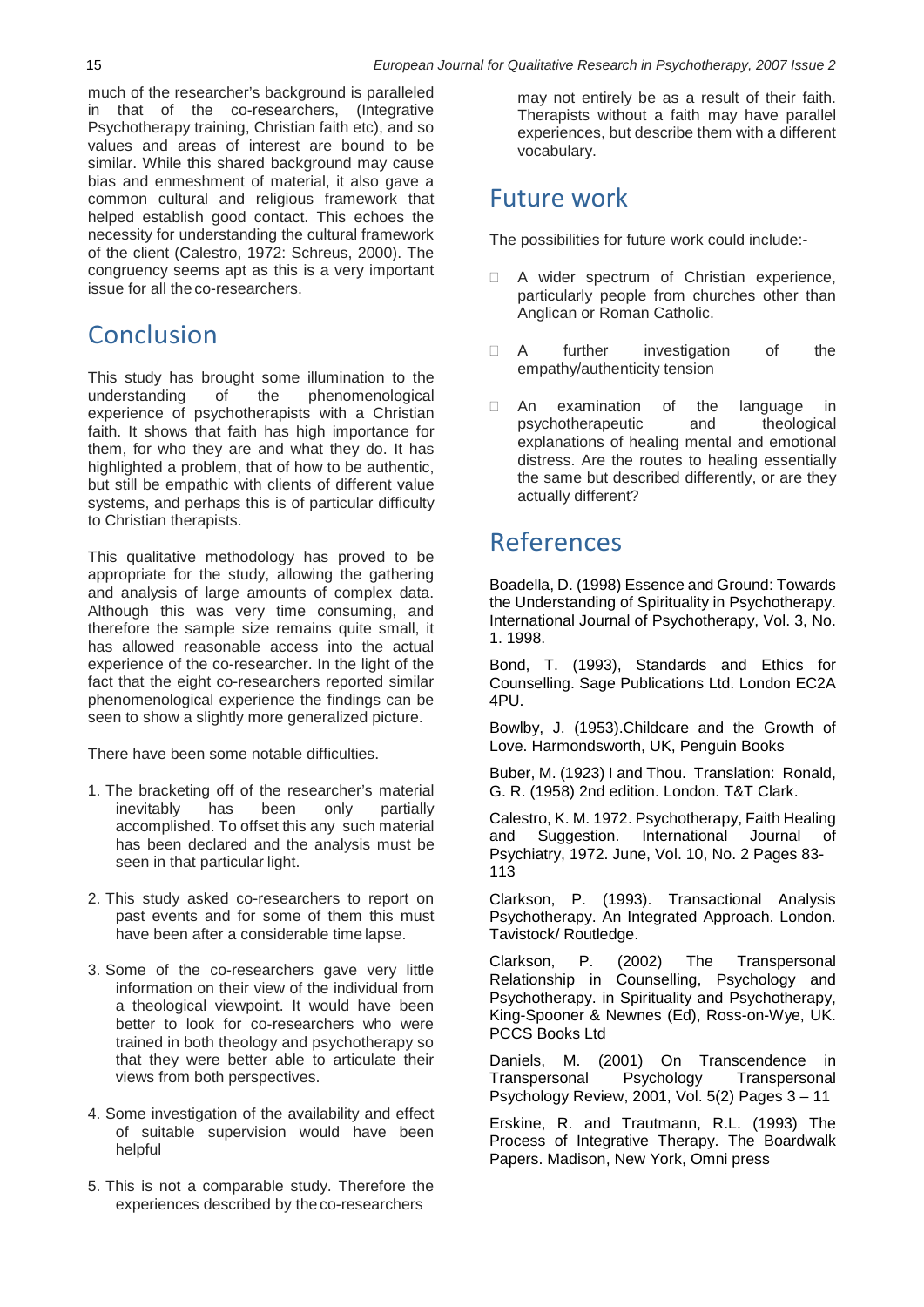much of the researcher's background is paralleled in that of the co-researchers, (Integrative Psychotherapy training, Christian faith etc), and so values and areas of interest are bound to be similar. While this shared background may cause bias and enmeshment of material, it also gave a common cultural and religious framework that helped establish good contact. This echoes the necessity for understanding the cultural framework of the client (Calestro, 1972: Schreus, 2000). The congruency seems apt as this is a very important issue for all the co-researchers.

## Conclusion

This study has brought some illumination to the understanding of the phenomenological experience of psychotherapists with a Christian faith. It shows that faith has high importance for them, for who they are and what they do. It has highlighted a problem, that of how to be authentic, but still be empathic with clients of different value systems, and perhaps this is of particular difficulty to Christian therapists.

This qualitative methodology has proved to be appropriate for the study, allowing the gathering and analysis of large amounts of complex data. Although this was very time consuming, and therefore the sample size remains quite small, it has allowed reasonable access into the actual experience of the co-researcher. In the light of the fact that the eight co-researchers reported similar phenomenological experience the findings can be seen to show a slightly more generalized picture.

There have been some notable difficulties.

1. The bracketing off of the researcher's material inevitably has been only partially accomplished. To offset this any such material has been declared and the analysis must be seen in that particular light.
2. This study asked co-researchers to report on past events and for some of them this must have been after a considerable time lapse.
3. Some of the co-researchers gave very little information on their view of the individual from a theological viewpoint. It would have been better to look for co-researchers who were trained in both theology and psychotherapy so that they were better able to articulate their views from both perspectives.
4. Some investigation of the availability and effect of suitable supervision would have been helpful
5. This is not a comparable study. Therefore the experiences described by the co-researchers may not entirely be as a result of their faith. Therapists without a faith may have parallel experiences, but describe them with a different vocabulary.

## Future work

The possibilities for future work could include:-

- A wider spectrum of Christian experience, particularly people from churches other than Anglican or Roman Catholic.
- A further investigation of the empathy/authenticity tension
- An examination of the language in psychotherapeutic and theological explanations of healing mental and emotional distress. Are the routes to healing essentially the same but described differently, or are they actually different?

## References

Boadella, D. (1998) Essence and Ground: Towards the Understanding of Spirituality in Psychotherapy. International Journal of Psychotherapy, Vol. 3, No. 1. 1998.

Bond, T. (1993), Standards and Ethics for Counselling. Sage Publications Ltd. London EC2A 4PU.

Bowlby, J. (1953).Childcare and the Growth of Love. Harmondsworth, UK, Penguin Books

Buber, M. (1923) I and Thou. Translation: Ronald, G. R. (1958) 2nd edition. London. T&T Clark.

Calestro, K. M. 1972. Psychotherapy, Faith Healing and Suggestion. International Journal of Psychiatry, 1972. June, Vol. 10, No. 2 Pages 83-113

Clarkson, P. (1993). Transactional Analysis Psychotherapy. An Integrated Approach. London. Tavistock/ Routledge.

Clarkson, P. (2002) The Transpersonal Relationship in Counselling, Psychology and Psychotherapy. in Spirituality and Psychotherapy, King-Spooner & Newnes (Ed), Ross-on-Wye, UK. PCCS Books Ltd

Daniels, M. (2001) On Transcendence in Transpersonal Psychology Transpersonal Psychology Review, 2001, Vol. 5(2) Pages 3 – 11

Erskine, R. and Trautmann, R.L. (1993) The Process of Integrative Therapy. The Boardwalk Papers. Madison, New York, Omni press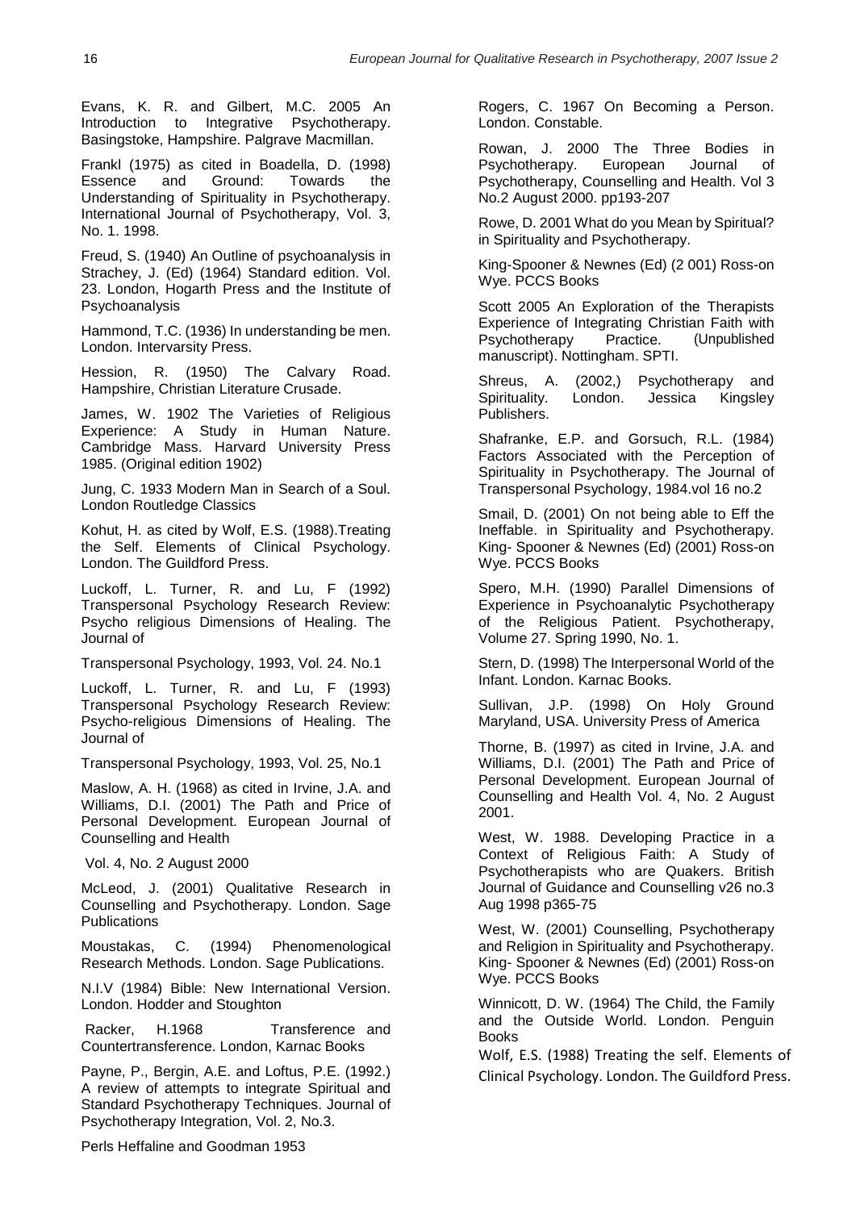Evans, K. R. and Gilbert, M.C. 2005 An Introduction to Integrative Psychotherapy. Basingstoke, Hampshire. Palgrave Macmillan.

Frankl (1975) as cited in Boadella, D. (1998) Essence and Ground: Towards the Understanding of Spirituality in Psychotherapy. International Journal of Psychotherapy, Vol. 3, No. 1. 1998.

Freud, S. (1940) An Outline of psychoanalysis in Strachey, J. (Ed) (1964) Standard edition. Vol. 23. London, Hogarth Press and the Institute of Psychoanalysis

Hammond, T.C. (1936) In understanding be men. London. Intervarsity Press.

Hession, R. (1950) The Calvary Road. Hampshire, Christian Literature Crusade.

James, W. 1902 The Varieties of Religious Experience: A Study in Human Nature. Cambridge Mass. Harvard University Press 1985. (Original edition 1902)

Jung, C. 1933 Modern Man in Search of a Soul. London Routledge Classics

Kohut, H. as cited by Wolf, E.S. (1988).Treating the Self. Elements of Clinical Psychology. London. The Guildford Press.

Luckoff, L. Turner, R. and Lu, F (1992) Transpersonal Psychology Research Review: Psycho religious Dimensions of Healing. The Journal of

Transpersonal Psychology, 1993, Vol. 24. No.1

Luckoff, L. Turner, R. and Lu, F (1993) Transpersonal Psychology Research Review: Psycho-religious Dimensions of Healing. The Journal of

Transpersonal Psychology, 1993, Vol. 25, No.1

Maslow, A. H. (1968) as cited in Irvine, J.A. and Williams, D.I. (2001) The Path and Price of Personal Development. European Journal of Counselling and Health

Vol. 4, No. 2 August 2000

McLeod, J. (2001) Qualitative Research in Counselling and Psychotherapy. London. Sage Publications

Moustakas, C. (1994) Phenomenological Research Methods. London. Sage Publications.

N.I.V (1984) Bible: New International Version. London. Hodder and Stoughton

Racker, H.1968 Transference and Countertransference. London, Karnac Books

Payne, P., Bergin, A.E. and Loftus, P.E. (1992.) A review of attempts to integrate Spiritual and Standard Psychotherapy Techniques. Journal of Psychotherapy Integration, Vol. 2, No.3.

Perls Heffaline and Goodman 1953

Rogers, C. 1967 On Becoming a Person. London. Constable.

Rowan, J. 2000 The Three Bodies in Psychotherapy. European Journal of Psychotherapy, Counselling and Health. Vol 3 No.2 August 2000. pp193-207

Rowe, D. 2001 What do you Mean by Spiritual? in Spirituality and Psychotherapy.

King-Spooner & Newnes (Ed) (2 001) Ross-on Wye. PCCS Books

Scott 2005 An Exploration of the Therapists Experience of Integrating Christian Faith with Psychotherapy Practice. (Unpublished manuscript). Nottingham. SPTI.

Shreus, A. (2002,) Psychotherapy and Spirituality. London. Jessica Kingsley Publishers.

Shafranke, E.P. and Gorsuch, R.L. (1984) Factors Associated with the Perception of Spirituality in Psychotherapy. The Journal of Transpersonal Psychology, 1984.vol 16 no.2

Smail, D. (2001) On not being able to Eff the Ineffable. in Spirituality and Psychotherapy. King-Spooner & Newnes (Ed) (2001) Ross-on Wye. PCCS Books

Spero, M.H. (1990) Parallel Dimensions of Experience in Psychoanalytic Psychotherapy of the Religious Patient. Psychotherapy, Volume 27. Spring 1990, No. 1.

Stern, D. (1998) The Interpersonal World of the Infant. London. Karnac Books.

Sullivan, J.P. (1998) On Holy Ground Maryland, USA. University Press of America

Thorne, B. (1997) as cited in Irvine, J.A. and Williams, D.I. (2001) The Path and Price of Personal Development. European Journal of Counselling and Health Vol. 4, No. 2 August 2001.

West, W. 1988. Developing Practice in a Context of Religious Faith: A Study of Psychotherapists who are Quakers. British Journal of Guidance and Counselling v26 no.3 Aug 1998 p365-75

West, W. (2001) Counselling, Psychotherapy and Religion in Spirituality and Psychotherapy. King- Spooner & Newnes (Ed) (2001) Ross-on Wye. PCCS Books

Winnicott, D. W. (1964) The Child, the Family and the Outside World. London. Penguin Books

Wolf, E.S. (1988) Treating the self. Elements of Clinical Psychology. London. The Guildford Press.